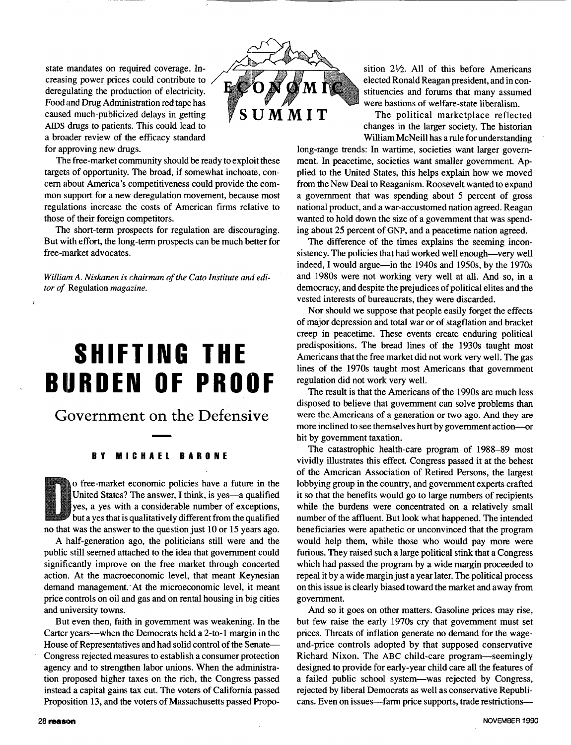state mandates on required coverage. Increasing power prices could contribute to deregulating the production of electricity. Food and Drug Administration red tape has caused much-publicized delays in getting AIDS drugs to patients. This could lead to a broader review of the efficacy standard for approving new drugs.

The free-market community should be ready to exploit these targets of opportunity. The broad, if somewhat inchoate, concern about America's competitiveness could provide the common support for a new deregulation movement, because most regulations increase the costs of American firms relative to those of their foreign competitors.

The short-term prospects for regulation are discouraging. But with effort, the long-term prospects can be much better for free-market advocates.

*William A. Niskanen is chairman of the Cato Institute and editor of* Regulation *magazine.*

# SHIFTING THE BURDEN OF PROOF

## Government on the Defensive

**BY MICHAEL BARONE**

Do free-market economic policies have a future in the United States? The answer, I think, is yes—a qualified yes, a yes with a considerable number of exceptions, but a yes that is qualitatively different from the qualified no that was the answer to the question just 10 or 15 years ago.

A half-generation ago, the politicians still were and the public still seemed attached to the idea that government could significantly improve on the free market through concerted action. At the macroeconomic level, that meant Keynesian demand management. At the microeconomic level, it meant price controls on oil and gas and on rental housing in big cities and university towns.

But even then, faith in government was weakening. In the Carter years—when the Democrats held a 2-to-1 margin in the House of Representatives and had solid control of the Senate—Congress rejected measures to establish a consumer protection agency and to strengthen labor unions. When the administration proposed higher taxes on the rich, the Congress passed instead a capital gains tax cut. The voters of California passed Proposition 13, and the voters of Massachusetts passed Proposition 2½. All of this before Americans elected Ronald Reagan president, and in constituencies and forums that many assumed were bastions of welfare-state liberalism.

The political marketplace reflected changes in the larger society. The historian William McNeill has a rule for understanding long-range trends: In wartime, societies want larger government. In peacetime, societies want smaller government. Applied to the United States, this helps explain how we moved from the New Deal to Reaganism. Roosevelt wanted to expand a government that was spending about 5 percent of gross national product, and a war-accustomed nation agreed. Reagan wanted to hold down the size of a government that was spending about 25 percent of GNP, and a peacetime nation agreed.

The difference of the times explains the seeming inconsistency. The policies that had worked well enough—very well indeed, I would argue—in the 1940s and 1950s, by the 1970s and 1980s were not working very well at all. And so, in a democracy, and despite the prejudices of political elites and the vested interests of bureaucrats, they were discarded.

Nor should we suppose that people easily forget the effects of major depression and total war or of stagflation and bracket creep in peacetime. These events create enduring political predispositions. The bread lines of the 1930s taught most Americans that the free market did not work very well. The gas lines of the 1970s taught most Americans that government regulation did not work very well.

The result is that the Americans of the 1990s are much less disposed to believe that government can solve problems than were the Americans of a generation or two ago. And they are more inclined to see themselves hurt by government action—or hit by government taxation.

The catastrophic health-care program of 1988–89 most vividly illustrates this effect. Congress passed it at the behest of the American Association of Retired Persons, the largest lobbying group in the country, and government experts crafted it so that the benefits would go to large numbers of recipients while the burdens were concentrated on a relatively small number of the affluent. But look what happened. The intended beneficiaries were apathetic or unconvinced that the program would help them, while those who would pay more were furious. They raised such a large political stink that a Congress which had passed the program by a wide margin proceeded to repeal it by a wide margin just a year later. The political process on this issue is clearly biased toward the market and away from government.

And so it goes on other matters. Gasoline prices may rise, but few raise the early 1970s cry that government must set prices. Threats of inflation generate no demand for the wage-and-price controls adopted by that supposed conservative Richard Nixon. The ABC child-care program—seemingly designed to provide for early-year child care all the features of a failed public school system—was rejected by Congress, rejected by liberal Democrats as well as conservative Republicans. Even on issues—farm price supports, trade restrictions—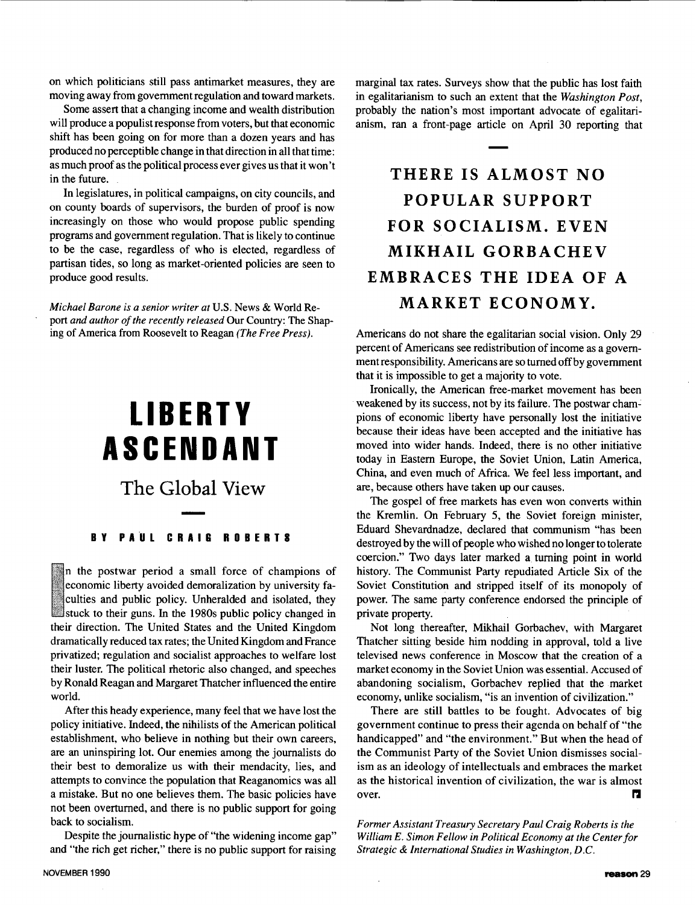on which politicians still pass antimarket measures, they are moving away from government regulation and toward markets.

Some assert that a changing income and wealth distribution will produce a populist response from voters, but that economic shift has been going on for more than a dozen years and has produced no perceptible change in that direction in all that time: as much proof as the political process ever gives us that it won't in the future.

In legislatures, in political campaigns, on city councils, and on county boards of supervisors, the burden of proof is now increasingly on those who would propose public spending programs and government regulation. That is likely to continue to be the case, regardless of who is elected, regardless of partisan tides, so long as market-oriented policies are seen to produce good results.

*Michael Barone is a senior writer at* U.S. News & World Report *and author of the recently released* Our Country: The Shaping of America from Roosevelt to Reagan *(The Free Press).*

# LIBERTY ASCENDANT

## The Global View

**BY PAUL CRAIG ROBERTS**

In the postwar period a small force of champions of economic liberty avoided demoralization by university faculties and public policy. Unheralded and isolated, they stuck to their guns. In the 1980s public policy changed in their direction. The United States and the United Kingdom dramatically reduced tax rates; the United Kingdom and France privatized; regulation and socialist approaches to welfare lost their luster. The political rhetoric also changed, and speeches by Ronald Reagan and Margaret Thatcher influenced the entire world.

After this heady experience, many feel that we have lost the policy initiative. Indeed, the nihilists of the American political establishment, who believe in nothing but their own careers, are an uninspiring lot. Our enemies among the journalists do their best to demoralize us with their mendacity, lies, and attempts to convince the population that Reaganomics was all a mistake. But no one believes them. The basic policies have not been overturned, and there is no public support for going back to socialism.

Despite the journalistic hype of "the widening income gap" and "the rich get richer," there is no public support for raising marginal tax rates. Surveys show that the public has lost faith in egalitarianism to such an extent that the *Washington Post*, probably the nation's most important advocate of egalitarianism, ran a front-page article on April 30 reporting that Americans do not share the egalitarian social vision. Only 29 percent of Americans see redistribution of income as a government responsibility. Americans are so turned off by government that it is impossible to get a majority to vote.

**THERE IS ALMOST NO POPULAR SUPPORT FOR SOCIALISM. EVEN MIKHAIL GORBACHEV EMBRACES THE IDEA OF A MARKET ECONOMY.**

Ironically, the American free-market movement has been weakened by its success, not by its failure. The postwar champions of economic liberty have personally lost the initiative because their ideas have been accepted and the initiative has moved into wider hands. Indeed, there is no other initiative today in Eastern Europe, the Soviet Union, Latin America, China, and even much of Africa. We feel less important, and are, because others have taken up our causes.

The gospel of free markets has even won converts within the Kremlin. On February 5, the Soviet foreign minister, Eduard Shevardnadze, declared that communism "has been destroyed by the will of people who wished no longer to tolerate coercion." Two days later marked a turning point in world history. The Communist Party repudiated Article Six of the Soviet Constitution and stripped itself of its monopoly of power. The same party conference endorsed the principle of private property.

Not long thereafter, Mikhail Gorbachev, with Margaret Thatcher sitting beside him nodding in approval, told a live televised news conference in Moscow that the creation of a market economy in the Soviet Union was essential. Accused of abandoning socialism, Gorbachev replied that the market economy, unlike socialism, "is an invention of civilization."

There are still battles to be fought. Advocates of big government continue to press their agenda on behalf of "the handicapped" and "the environment." But when the head of the Communist Party of the Soviet Union dismisses socialism as an ideology of intellectuals and embraces the market as the historical invention of civilization, the war is almost over.

*Former Assistant Treasury Secretary Paul Craig Roberts is the William E. Simon Fellow in Political Economy at the Center for Strategic & International Studies in Washington, D.C.*